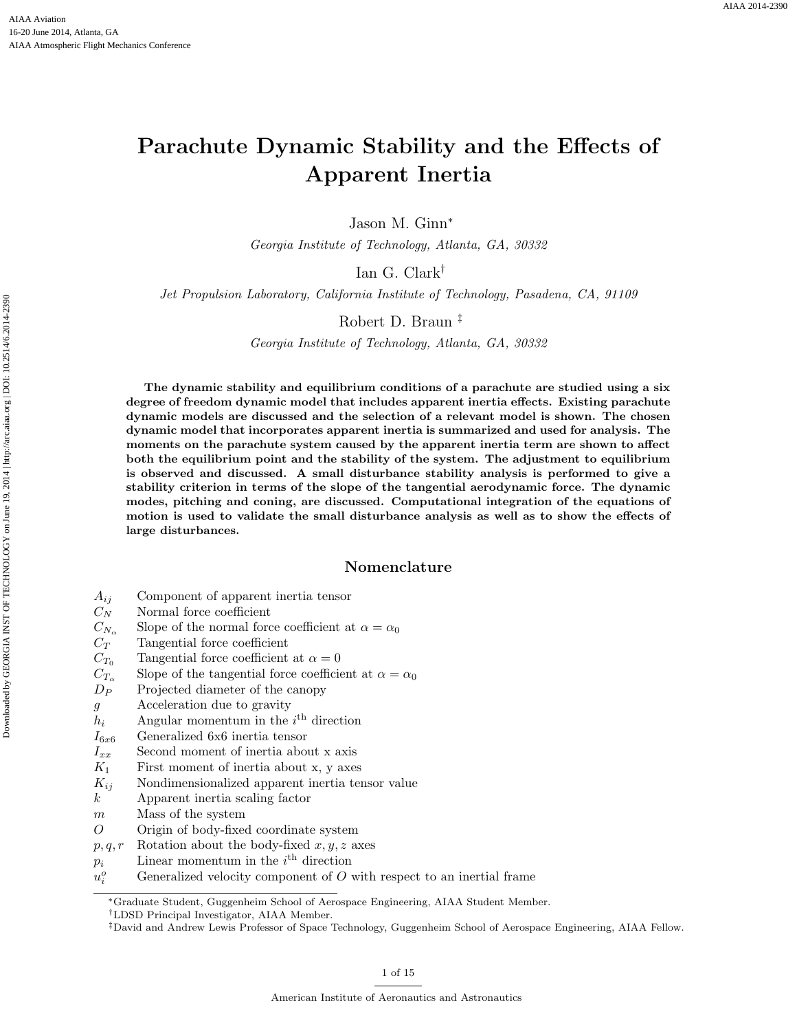# Parachute Dynamic Stability and the Effects of Apparent Inertia

Jason M. Ginn[*]

*Georgia Institute of Technology, Atlanta, GA, 30332*

Ian G. Clark[†]

*Jet Propulsion Laboratory, California Institute of Technology, Pasadena, CA, 91109*

Robert D. Braun[‡]

*Georgia Institute of Technology, Atlanta, GA, 30332*

**The dynamic stability and equilibrium conditions of a parachute are studied using a six degree of freedom dynamic model that includes apparent inertia effects. Existing parachute dynamic models are discussed and the selection of a relevant model is shown. The chosen dynamic model that incorporates apparent inertia is summarized and used for analysis. The moments on the parachute system caused by the apparent inertia term are shown to affect both the equilibrium point and the stability of the system. The adjustment to equilibrium is observed and discussed. A small disturbance stability analysis is performed to give a stability criterion in terms of the slope of the tangential aerodynamic force. The dynamic modes, pitching and coning, are discussed. Computational integration of the equations of motion is used to validate the small disturbance analysis as well as to show the effects of large disturbances.**

## Nomenclature

| | |
|---|---|
| $A_{ij}$ | Component of apparent inertia tensor |
| $C_N$ | Normal force coefficient |
| $C_{N_\alpha}$ | Slope of the normal force coefficient at $\alpha = \alpha_0$ |
| $C_T$ | Tangential force coefficient |
| $C_{T_0}$ | Tangential force coefficient at $\alpha = 0$ |
| $C_{T_\alpha}$ | Slope of the tangential force coefficient at $\alpha = \alpha_0$ |
| $D_P$ | Projected diameter of the canopy |
| $g$ | Acceleration due to gravity |
| $h_i$ | Angular momentum in the $i^{\text{th}}$ direction |
| $I_{6x6}$ | Generalized 6x6 inertia tensor |
| $I_{xx}$ | Second moment of inertia about x axis |
| $K_1$ | First moment of inertia about x, y axes |
| $K_{ij}$ | Nondimensionalized apparent inertia tensor value |
| $k$ | Apparent inertia scaling factor |
| $m$ | Mass of the system |
| $O$ | Origin of body-fixed coordinate system |
| $p, q, r$ | Rotation about the body-fixed $x, y, z$ axes |
| $p_i$ | Linear momentum in the $i^{\text{th}}$ direction |
| $u_i^o$ | Generalized velocity component of $O$ with respect to an inertial frame |

[*] Graduate Student, Guggenheim School of Aerospace Engineering, AIAA Student Member.

[†] LDSD Principal Investigator, AIAA Member.

[‡] David and Andrew Lewis Professor of Space Technology, Guggenheim School of Aerospace Engineering, AIAA Fellow.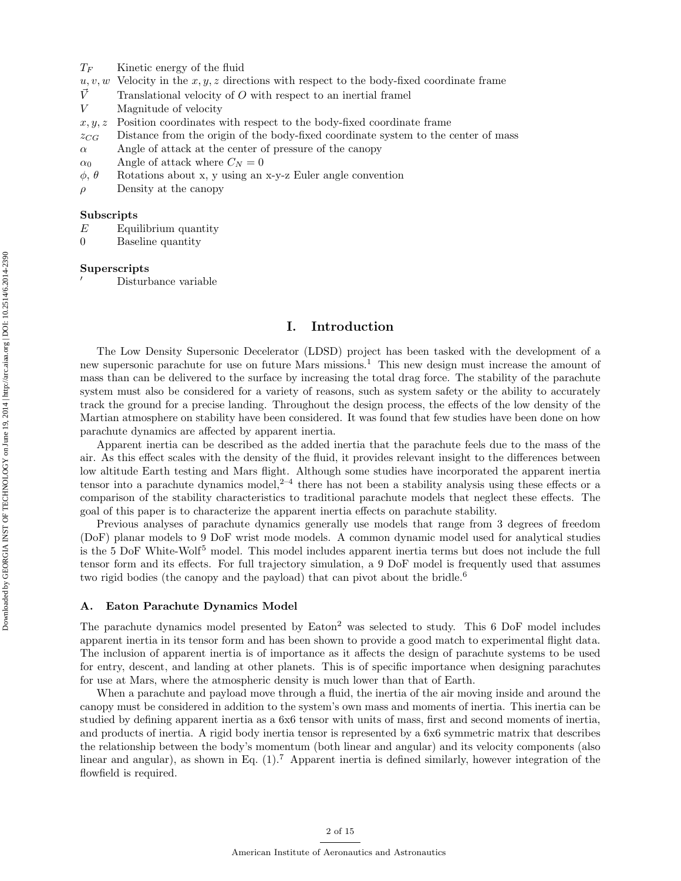| | |
|---|---|
| $T_F$ | Kinetic energy of the fluid |
| $u, v, w$ | Velocity in the $x, y, z$ directions with respect to the body-fixed coordinate frame |
| $\vec{V}$ | Translational velocity of $O$ with respect to an inertial framel |
| $V$ | Magnitude of velocity |
| $x, y, z$ | Position coordinates with respect to the body-fixed coordinate frame |
| $z_{CG}$ | Distance from the origin of the body-fixed coordinate system to the center of mass |
| $\alpha$ | Angle of attack at the center of pressure of the canopy |
| $\alpha_0$ | Angle of attack where $C_N = 0$ |
| $\phi$, $\theta$ | Rotations about x, y using an x-y-z Euler angle convention |
| $\rho$ | Density at the canopy |

**Subscripts**

| | |
|---|---|
| $E$ | Equilibrium quantity |
| 0 | Baseline quantity |

**Superscripts**

| | |
|---|---|
| $'$ | Disturbance variable |

# I. Introduction

The Low Density Supersonic Decelerator (LDSD) project has been tasked with the development of a new supersonic parachute for use on future Mars missions.[1] This new design must increase the amount of mass than can be delivered to the surface by increasing the total drag force. The stability of the parachute system must also be considered for a variety of reasons, such as system safety or the ability to accurately track the ground for a precise landing. Throughout the design process, the effects of the low density of the Martian atmosphere on stability have been considered. It was found that few studies have been done on how parachute dynamics are affected by apparent inertia.

Apparent inertia can be described as the added inertia that the parachute feels due to the mass of the air. As this effect scales with the density of the fluid, it provides relevant insight to the differences between low altitude Earth testing and Mars flight. Although some studies have incorporated the apparent inertia tensor into a parachute dynamics model,[2–4] there has not been a stability analysis using these effects or a comparison of the stability characteristics to traditional parachute models that neglect these effects. The goal of this paper is to characterize the apparent inertia effects on parachute stability.

Previous analyses of parachute dynamics generally use models that range from 3 degrees of freedom (DoF) planar models to 9 DoF wrist mode models. A common dynamic model used for analytical studies is the 5 DoF White-Wolf[5] model. This model includes apparent inertia terms but does not include the full tensor form and its effects. For full trajectory simulation, a 9 DoF model is frequently used that assumes two rigid bodies (the canopy and the payload) that can pivot about the bridle.[6]

## A. Eaton Parachute Dynamics Model

The parachute dynamics model presented by Eaton[2] was selected to study. This 6 DoF model includes apparent inertia in its tensor form and has been shown to provide a good match to experimental flight data. The inclusion of apparent inertia is of importance as it affects the design of parachute systems to be used for entry, descent, and landing at other planets. This is of specific importance when designing parachutes for use at Mars, where the atmospheric density is much lower than that of Earth.

When a parachute and payload move through a fluid, the inertia of the air moving inside and around the canopy must be considered in addition to the system's own mass and moments of inertia. This inertia can be studied by defining apparent inertia as a 6x6 tensor with units of mass, first and second moments of inertia, and products of inertia. A rigid body inertia tensor is represented by a 6x6 symmetric matrix that describes the relationship between the body's momentum (both linear and angular) and its velocity components (also linear and angular), as shown in Eq. (1).[7] Apparent inertia is defined similarly, however integration of the flowfield is required.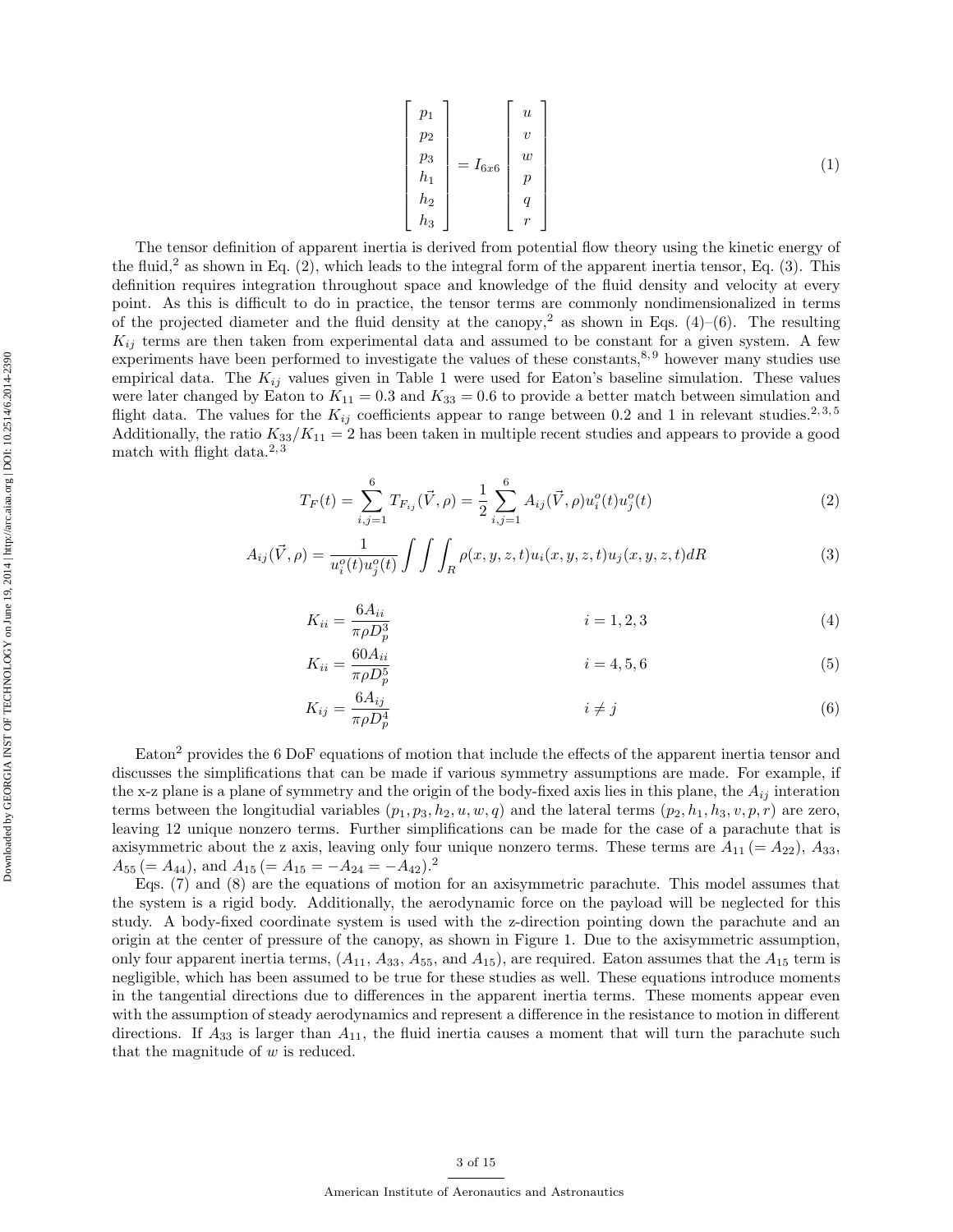$$\begin{bmatrix} p_1 \\ p_2 \\ p_3 \\ h_1 \\ h_2 \\ h_3 \end{bmatrix} = I_{6x6} \begin{bmatrix} u \\ v \\ w \\ p \\ q \\ r \end{bmatrix} \tag{1}$$

The tensor definition of apparent inertia is derived from potential flow theory using the kinetic energy of the fluid,[2] as shown in Eq. (2), which leads to the integral form of the apparent inertia tensor, Eq. (3). This definition requires integration throughout space and knowledge of the fluid density and velocity at every point. As this is difficult to do in practice, the tensor terms are commonly nondimensionalized in terms of the projected diameter and the fluid density at the canopy,[2] as shown in Eqs. (4)–(6). The resulting $K_{ij}$ terms are then taken from experimental data and assumed to be constant for a given system. A few experiments have been performed to investigate the values of these constants,[8,9] however many studies use empirical data. The $K_{ij}$ values given in Table 1 were used for Eaton's baseline simulation. These values were later changed by Eaton to $K_{11} = 0.3$ and $K_{33} = 0.6$ to provide a better match between simulation and flight data. The values for the $K_{ij}$ coefficients appear to range between 0.2 and 1 in relevant studies.[2,3,5] Additionally, the ratio $K_{33}/K_{11} = 2$ has been taken in multiple recent studies and appears to provide a good match with flight data.[2,3]

$$T_F(t) = \sum_{i,j=1}^{6} T_{F_{ij}}(\vec{V}, \rho) = \frac{1}{2} \sum_{i,j=1}^{6} A_{ij}(\vec{V}, \rho) u_i^o(t) u_j^o(t) \tag{2}$$

$$A_{ij}(\vec{V}, \rho) = \frac{1}{u_i^o(t) u_j^o(t)} \int\int\int_R \rho(x, y, z, t) u_i(x, y, z, t) u_j(x, y, z, t) dR \tag{3}$$

$$K_{ii} = \frac{6A_{ii}}{\pi \rho D_p^3} \qquad i = 1, 2, 3 \tag{4}$$

$$K_{ii} = \frac{60A_{ii}}{\pi \rho D_p^5} \qquad i = 4, 5, 6 \tag{5}$$

$$K_{ij} = \frac{6A_{ij}}{\pi \rho D_p^4} \qquad i \neq j \tag{6}$$

Eaton[2] provides the 6 DoF equations of motion that include the effects of the apparent inertia tensor and discusses the simplifications that can be made if various symmetry assumptions are made. For example, if the x-z plane is a plane of symmetry and the origin of the body-fixed axis lies in this plane, the $A_{ij}$ interation terms between the longitudial variables $(p_1, p_3, h_2, u, w, q)$ and the lateral terms $(p_2, h_1, h_3, v, p, r)$ are zero, leaving 12 unique nonzero terms. Further simplifications can be made for the case of a parachute that is axisymmetric about the z axis, leaving only four unique nonzero terms. These terms are $A_{11} (= A_{22})$, $A_{33}$, $A_{55} (= A_{44})$, and $A_{15} (= A_{15} = -A_{24} = -A_{42})$.[2]

Eqs. (7) and (8) are the equations of motion for an axisymmetric parachute. This model assumes that the system is a rigid body. Additionally, the aerodynamic force on the payload will be neglected for this study. A body-fixed coordinate system is used with the z-direction pointing down the parachute and an origin at the center of pressure of the canopy, as shown in Figure 1. Due to the axisymmetric assumption, only four apparent inertia terms, $(A_{11}, A_{33}, A_{55}$, and $A_{15})$, are required. Eaton assumes that the $A_{15}$ term is negligible, which has been assumed to be true for these studies as well. These equations introduce moments in the tangential directions due to differences in the apparent inertia terms. These moments appear even with the assumption of steady aerodynamics and represent a difference in the resistance to motion in different directions. If $A_{33}$ is larger than $A_{11}$, the fluid inertia causes a moment that will turn the parachute such that the magnitude of $w$ is reduced.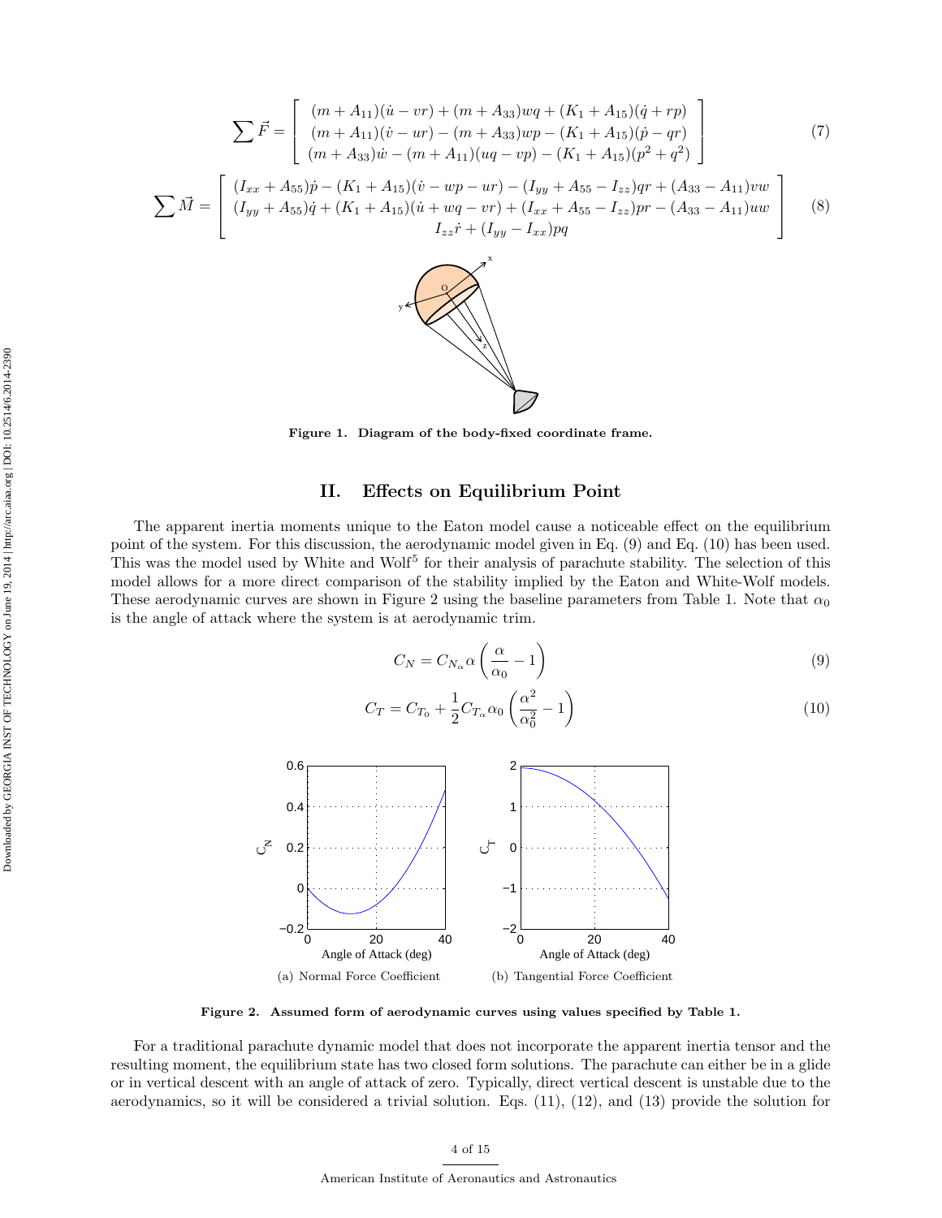$$\sum \vec{F} = \begin{bmatrix} (m + A_{11})(\dot{u} - vr) + (m + A_{33})wq + (K_1 + A_{15})(\dot{q} + rp) \\ (m + A_{11})(\dot{v} - ur) - (m + A_{33})wp - (K_1 + A_{15})(\dot{p} - qr) \\ (m + A_{33})\dot{w} - (m + A_{11})(uq - vp) - (K_1 + A_{15})(p^2 + q^2) \end{bmatrix} \tag{7}$$

$$\sum \vec{M} = \begin{bmatrix} (I_{xx} + A_{55})\dot{p} - (K_1 + A_{15})(\dot{v} - wp - ur) - (I_{yy} + A_{55} - I_{zz})qr + (A_{33} - A_{11})vw \\ (I_{yy} + A_{55})\dot{q} + (K_1 + A_{15})(\dot{u} + wq - vr) + (I_{xx} + A_{55} - I_{zz})pr - (A_{33} - A_{11})uw \\ I_{zz}\dot{r} + (I_{yy} - I_{xx})pq \end{bmatrix} \tag{8}$$

**Figure 1. Diagram of the body-fixed coordinate frame.**

## II. Effects on Equilibrium Point

The apparent inertia moments unique to the Eaton model cause a noticeable effect on the equilibrium point of the system. For this discussion, the aerodynamic model given in Eq. (9) and Eq. (10) has been used. This was the model used by White and Wolf[5] for their analysis of parachute stability. The selection of this model allows for a more direct comparison of the stability implied by the Eaton and White-Wolf models. These aerodynamic curves are shown in Figure 2 using the baseline parameters from Table 1. Note that $\alpha_0$ is the angle of attack where the system is at aerodynamic trim.

$$C_N = C_{N_\alpha}\alpha\left(\frac{\alpha}{\alpha_0} - 1\right) \tag{9}$$

$$C_T = C_{T_0} + \frac{1}{2}C_{T_\alpha}\alpha_0\left(\frac{\alpha^2}{\alpha_0^2} - 1\right) \tag{10}$$

(a) Normal Force Coefficient

(b) Tangential Force Coefficient

**Figure 2. Assumed form of aerodynamic curves using values specified by Table 1.**

For a traditional parachute dynamic model that does not incorporate the apparent inertia tensor and the resulting moment, the equilibrium state has two closed form solutions. The parachute can either be in a glide or in vertical descent with an angle of attack of zero. Typically, direct vertical descent is unstable due to the aerodynamics, so it will be considered a trivial solution. Eqs. (11), (12), and (13) provide the solution for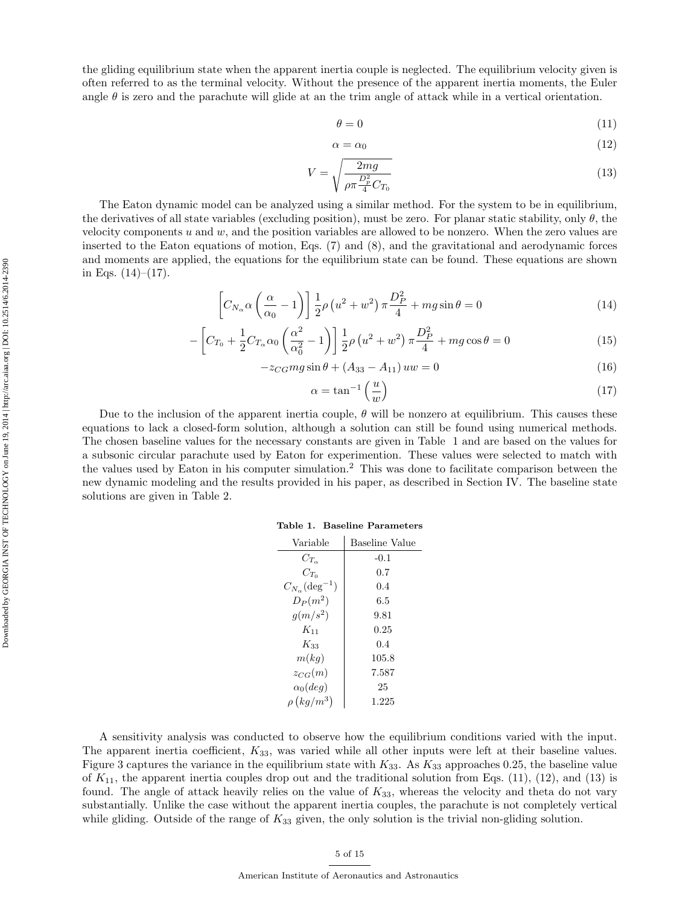the gliding equilibrium state when the apparent inertia couple is neglected. The equilibrium velocity given is often referred to as the terminal velocity. Without the presence of the apparent inertia moments, the Euler angle $\theta$ is zero and the parachute will glide at an the trim angle of attack while in a vertical orientation.

$$\theta = 0 \tag{11}$$

$$\alpha = \alpha_0 \tag{12}$$

$$V = \sqrt{\frac{2mg}{\rho \pi \frac{D_p^2}{4} C_{T_0}}} \tag{13}$$

The Eaton dynamic model can be analyzed using a similar method. For the system to be in equilibrium, the derivatives of all state variables (excluding position), must be zero. For planar static stability, only $\theta$, the velocity components $u$ and $w$, and the position variables are allowed to be nonzero. When the zero values are inserted to the Eaton equations of motion, Eqs. (7) and (8), and the gravitational and aerodynamic forces and moments are applied, the equations for the equilibrium state can be found. These equations are shown in Eqs. (14)–(17).

$$\left[ C_{N_\alpha} \alpha \left( \frac{\alpha}{\alpha_0} - 1 \right) \right] \frac{1}{2} \rho \left( u^2 + w^2 \right) \pi \frac{D_P^2}{4} + mg \sin \theta = 0 \tag{14}$$

$$-\left[ C_{T_0} + \frac{1}{2} C_{T_\alpha} \alpha_0 \left( \frac{\alpha^2}{\alpha_0^2} - 1 \right) \right] \frac{1}{2} \rho \left( u^2 + w^2 \right) \pi \frac{D_P^2}{4} + mg \cos \theta = 0 \tag{15}$$

$$-z_{CG} mg \sin \theta + \left( A_{33} - A_{11} \right) uw = 0 \tag{16}$$

$$\alpha = \tan^{-1} \left( \frac{u}{w} \right) \tag{17}$$

Due to the inclusion of the apparent inertia couple, $\theta$ will be nonzero at equilibrium. This causes these equations to lack a closed-form solution, although a solution can still be found using numerical methods. The chosen baseline values for the necessary constants are given in Table 1 and are based on the values for a subsonic circular parachute used by Eaton for experimention. These values were selected to match with the values used by Eaton in his computer simulation.[2] This was done to facilitate comparison between the new dynamic modeling and the results provided in his paper, as described in Section IV. The baseline state solutions are given in Table 2.

**Table 1. Baseline Parameters**

| Variable | Baseline Value |
|---|---|
| $C_{T_\alpha}$ | -0.1 |
| $C_{T_0}$ | 0.7 |
| $C_{N_\alpha}(\text{deg}^{-1})$ | 0.4 |
| $D_P(m^2)$ | 6.5 |
| $g(m/s^2)$ | 9.81 |
| $K_{11}$ | 0.25 |
| $K_{33}$ | 0.4 |
| $m(kg)$ | 105.8 |
| $z_{CG}(m)$ | 7.587 |
| $\alpha_0(deg)$ | 25 |
| $\rho\left(kg/m^3\right)$ | 1.225 |

A sensitivity analysis was conducted to observe how the equilibrium conditions varied with the input. The apparent inertia coefficient, $K_{33}$, was varied while all other inputs were left at their baseline values. Figure 3 captures the variance in the equilibrium state with $K_{33}$. As $K_{33}$ approaches 0.25, the baseline value of $K_{11}$, the apparent inertia couples drop out and the traditional solution from Eqs. (11), (12), and (13) is found. The angle of attack heavily relies on the value of $K_{33}$, whereas the velocity and theta do not vary substantially. Unlike the case without the apparent inertia couples, the parachute is not completely vertical while gliding. Outside of the range of $K_{33}$ given, the only solution is the trivial non-gliding solution.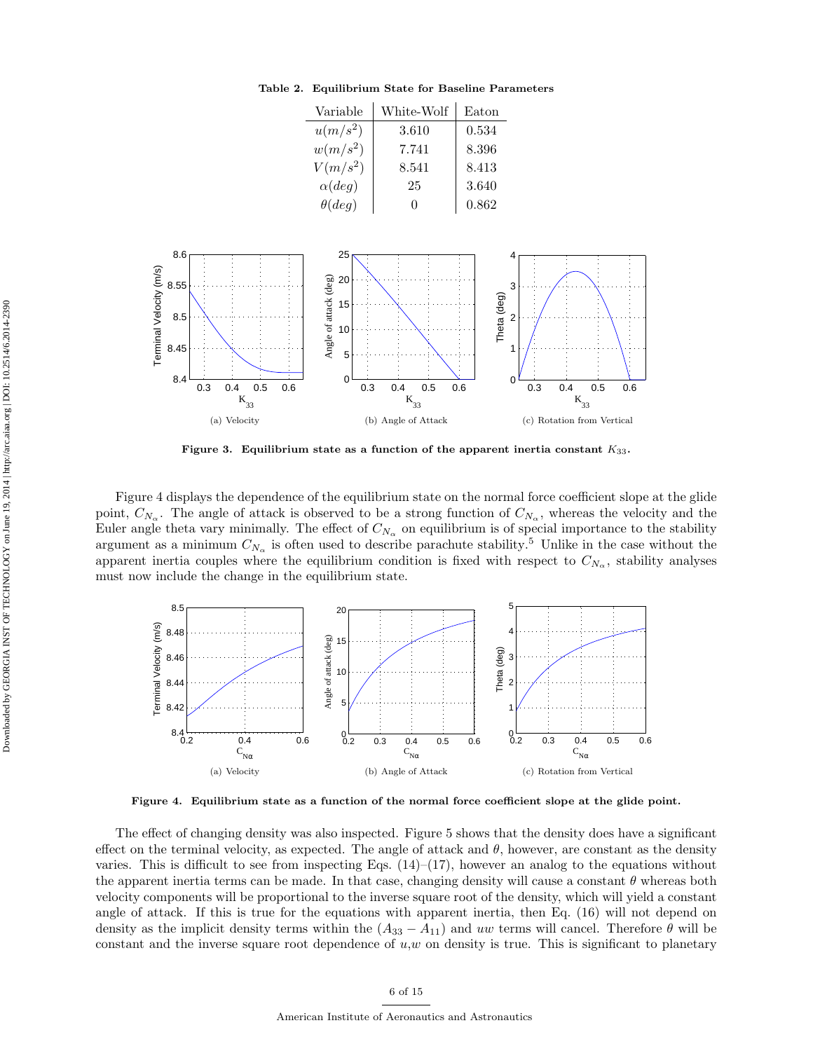**Table 2. Equilibrium State for Baseline Parameters**

| Variable | White-Wolf | Eaton |
|---|---|---|
| $u(m/s^2)$ | 3.610 | 0.534 |
| $w(m/s^2)$ | 7.741 | 8.396 |
| $V(m/s^2)$ | 8.541 | 8.413 |
| $\alpha(deg)$ | 25 | 3.640 |
| $\theta(deg)$ | 0 | 0.862 |

(a) Velocity (b) Angle of Attack (c) Rotation from Vertical

**Figure 3. Equilibrium state as a function of the apparent inertia constant $K_{33}$.**

Figure 4 displays the dependence of the equilibrium state on the normal force coefficient slope at the glide point, $C_{N_\alpha}$. The angle of attack is observed to be a strong function of $C_{N_\alpha}$, whereas the velocity and the Euler angle theta vary minimally. The effect of $C_{N_\alpha}$ on equilibrium is of special importance to the stability argument as a minimum $C_{N_\alpha}$ is often used to describe parachute stability.[5] Unlike in the case without the apparent inertia couples where the equilibrium condition is fixed with respect to $C_{N_\alpha}$, stability analyses must now include the change in the equilibrium state.

(a) Velocity (b) Angle of Attack (c) Rotation from Vertical

**Figure 4. Equilibrium state as a function of the normal force coefficient slope at the glide point.**

The effect of changing density was also inspected. Figure 5 shows that the density does have a significant effect on the terminal velocity, as expected. The angle of attack and $\theta$, however, are constant as the density varies. This is difficult to see from inspecting Eqs. (14)–(17), however an analog to the equations without the apparent inertia terms can be made. In that case, changing density will cause a constant $\theta$ whereas both velocity components will be proportional to the inverse square root of the density, which will yield a constant angle of attack. If this is true for the equations with apparent inertia, then Eq. (16) will not depend on density as the implicit density terms within the $(A_{33} - A_{11})$ and $uw$ terms will cancel. Therefore $\theta$ will be constant and the inverse square root dependence of $u$,$w$ on density is true. This is significant to planetary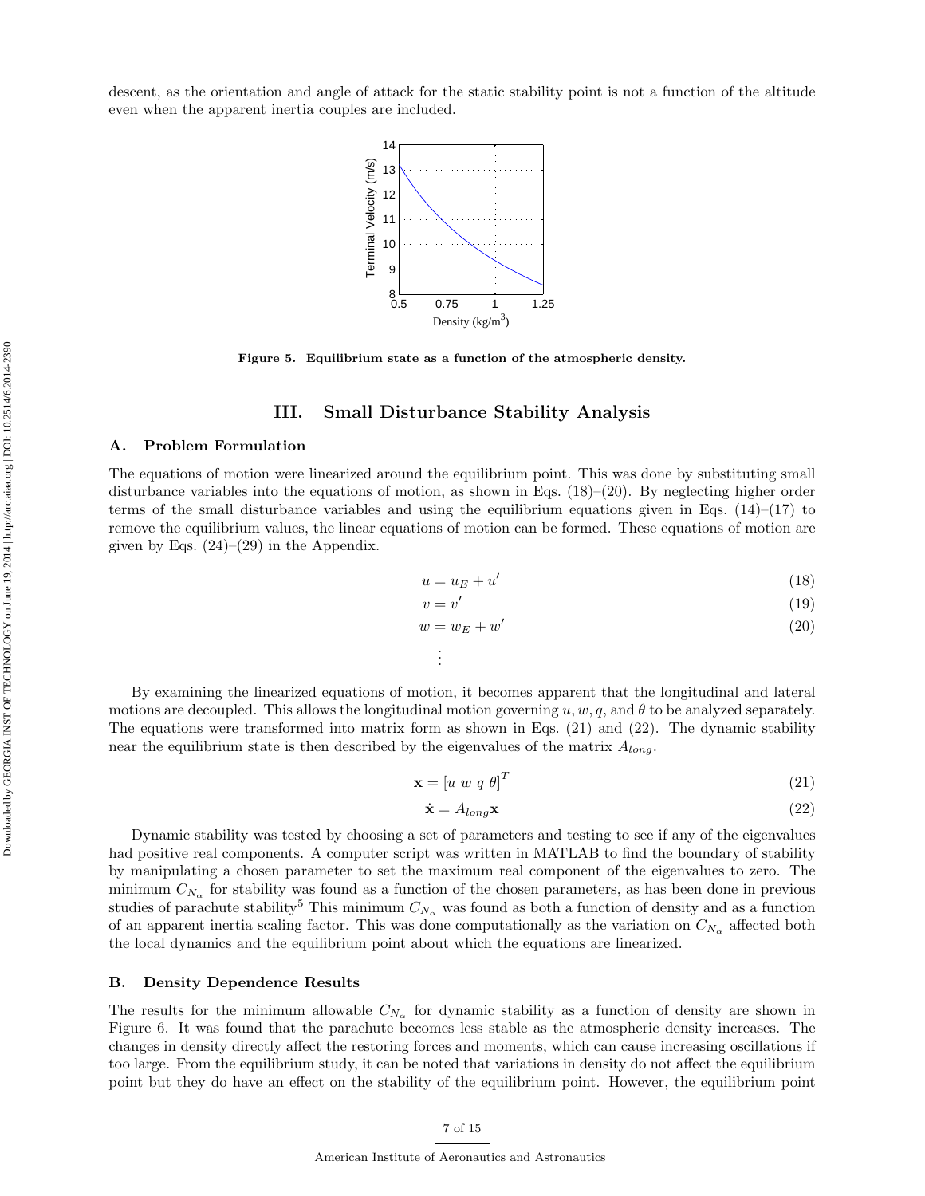descent, as the orientation and angle of attack for the static stability point is not a function of the altitude even when the apparent inertia couples are included.

**Figure 5. Equilibrium state as a function of the atmospheric density.**

## III. Small Disturbance Stability Analysis

### A. Problem Formulation

The equations of motion were linearized around the equilibrium point. This was done by substituting small disturbance variables into the equations of motion, as shown in Eqs. (18)–(20). By neglecting higher order terms of the small disturbance variables and using the equilibrium equations given in Eqs. (14)–(17) to remove the equilibrium values, the linear equations of motion can be formed. These equations of motion are given by Eqs. (24)–(29) in the Appendix.

$$u = u_E + u' \tag{18}$$

$$v = v' \tag{19}$$

$$w = w_E + w' \tag{20}$$

$$\vdots$$

By examining the linearized equations of motion, it becomes apparent that the longitudinal and lateral motions are decoupled. This allows the longitudinal motion governing $u, w, q$, and $\theta$ to be analyzed separately. The equations were transformed into matrix form as shown in Eqs. (21) and (22). The dynamic stability near the equilibrium state is then described by the eigenvalues of the matrix $A_{long}$.

$$\mathbf{x} = [u \; w \; q \; \theta]^T \tag{21}$$

$$\dot{\mathbf{x}} = A_{long}\mathbf{x} \tag{22}$$

Dynamic stability was tested by choosing a set of parameters and testing to see if any of the eigenvalues had positive real components. A computer script was written in MATLAB to find the boundary of stability by manipulating a chosen parameter to set the maximum real component of the eigenvalues to zero. The minimum $C_{N_\alpha}$ for stability was found as a function of the chosen parameters, as has been done in previous studies of parachute stability[5] This minimum $C_{N_\alpha}$ was found as both a function of density and as a function of an apparent inertia scaling factor. This was done computationally as the variation on $C_{N_\alpha}$ affected both the local dynamics and the equilibrium point about which the equations are linearized.

### B. Density Dependence Results

The results for the minimum allowable $C_{N_\alpha}$ for dynamic stability as a function of density are shown in Figure 6. It was found that the parachute becomes less stable as the atmospheric density increases. The changes in density directly affect the restoring forces and moments, which can cause increasing oscillations if too large. From the equilibrium study, it can be noted that variations in density do not affect the equilibrium point but they do have an effect on the stability of the equilibrium point. However, the equilibrium point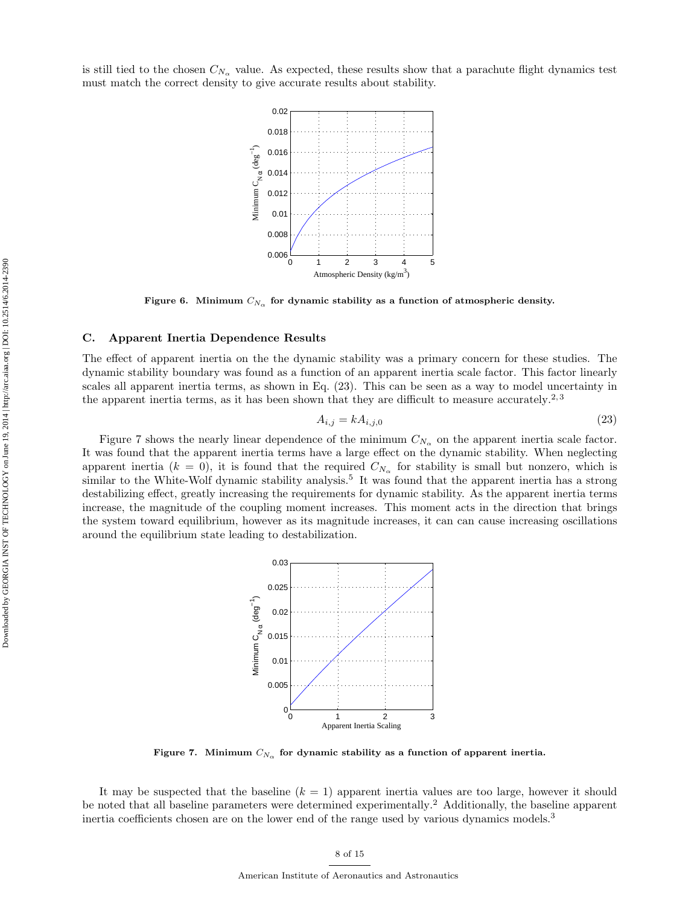is still tied to the chosen $C_{N_\alpha}$ value. As expected, these results show that a parachute flight dynamics test must match the correct density to give accurate results about stability.

**Figure 6. Minimum $C_{N_\alpha}$ for dynamic stability as a function of atmospheric density.**

### C. Apparent Inertia Dependence Results

The effect of apparent inertia on the the dynamic stability was a primary concern for these studies. The dynamic stability boundary was found as a function of an apparent inertia scale factor. This factor linearly scales all apparent inertia terms, as shown in Eq. (23). This can be seen as a way to model uncertainty in the apparent inertia terms, as it has been shown that they are difficult to measure accurately.[2,3]

$$A_{i,j} = kA_{i,j,0} \tag{23}$$

Figure 7 shows the nearly linear dependence of the minimum $C_{N_\alpha}$ on the apparent inertia scale factor. It was found that the apparent inertia terms have a large effect on the dynamic stability. When neglecting apparent inertia ($k = 0$), it is found that the required $C_{N_\alpha}$ for stability is small but nonzero, which is similar to the White-Wolf dynamic stability analysis.[5] It was found that the apparent inertia has a strong destabilizing effect, greatly increasing the requirements for dynamic stability. As the apparent inertia terms increase, the magnitude of the coupling moment increases. This moment acts in the direction that brings the system toward equilibrium, however as its magnitude increases, it can can cause increasing oscillations around the equilibrium state leading to destabilization.

**Figure 7. Minimum $C_{N_\alpha}$ for dynamic stability as a function of apparent inertia.**

It may be suspected that the baseline ($k = 1$) apparent inertia values are too large, however it should be noted that all baseline parameters were determined experimentally.[2] Additionally, the baseline apparent inertia coefficients chosen are on the lower end of the range used by various dynamics models.[3]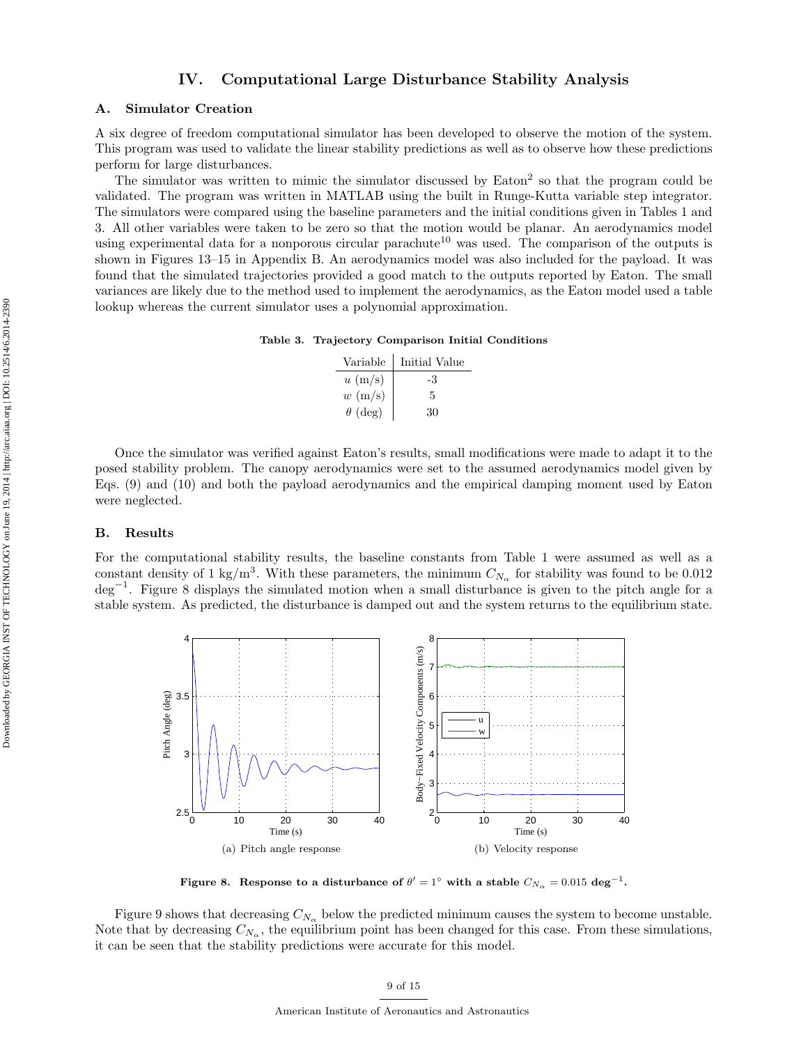# IV. Computational Large Disturbance Stability Analysis

## A. Simulator Creation

A six degree of freedom computational simulator has been developed to observe the motion of the system. This program was used to validate the linear stability predictions as well as to observe how these predictions perform for large disturbances.

The simulator was written to mimic the simulator discussed by Eaton[2] so that the program could be validated. The program was written in MATLAB using the built in Runge-Kutta variable step integrator. The simulators were compared using the baseline parameters and the initial conditions given in Tables 1 and 3. All other variables were taken to be zero so that the motion would be planar. An aerodynamics model using experimental data for a nonporous circular parachute[10] was used. The comparison of the outputs is shown in Figures 13–15 in Appendix B. An aerodynamics model was also included for the payload. It was found that the simulated trajectories provided a good match to the outputs reported by Eaton. The small variances are likely due to the method used to implement the aerodynamics, as the Eaton model used a table lookup whereas the current simulator uses a polynomial approximation.

**Table 3. Trajectory Comparison Initial Conditions**

| Variable | Initial Value |
|---|---|
| $u$ (m/s) | -3 |
| $w$ (m/s) | 5 |
| $\theta$ (deg) | 30 |

Once the simulator was verified against Eaton's results, small modifications were made to adapt it to the posed stability problem. The canopy aerodynamics were set to the assumed aerodynamics model given by Eqs. (9) and (10) and both the payload aerodynamics and the empirical damping moment used by Eaton were neglected.

## B. Results

For the computational stability results, the baseline constants from Table 1 were assumed as well as a constant density of 1 kg/m$^3$. With these parameters, the minimum $C_{N_\alpha}$ for stability was found to be 0.012 deg$^{-1}$. Figure 8 displays the simulated motion when a small disturbance is given to the pitch angle for a stable system. As predicted, the disturbance is damped out and the system returns to the equilibrium state.

(a) Pitch angle response

(b) Velocity response

**Figure 8. Response to a disturbance of $\theta' = 1^\circ$ with a stable $C_{N_\alpha} = 0.015$ deg$^{-1}$.**

Figure 9 shows that decreasing $C_{N_\alpha}$ below the predicted minimum causes the system to become unstable. Note that by decreasing $C_{N_\alpha}$, the equilibrium point has been changed for this case. From these simulations, it can be seen that the stability predictions were accurate for this model.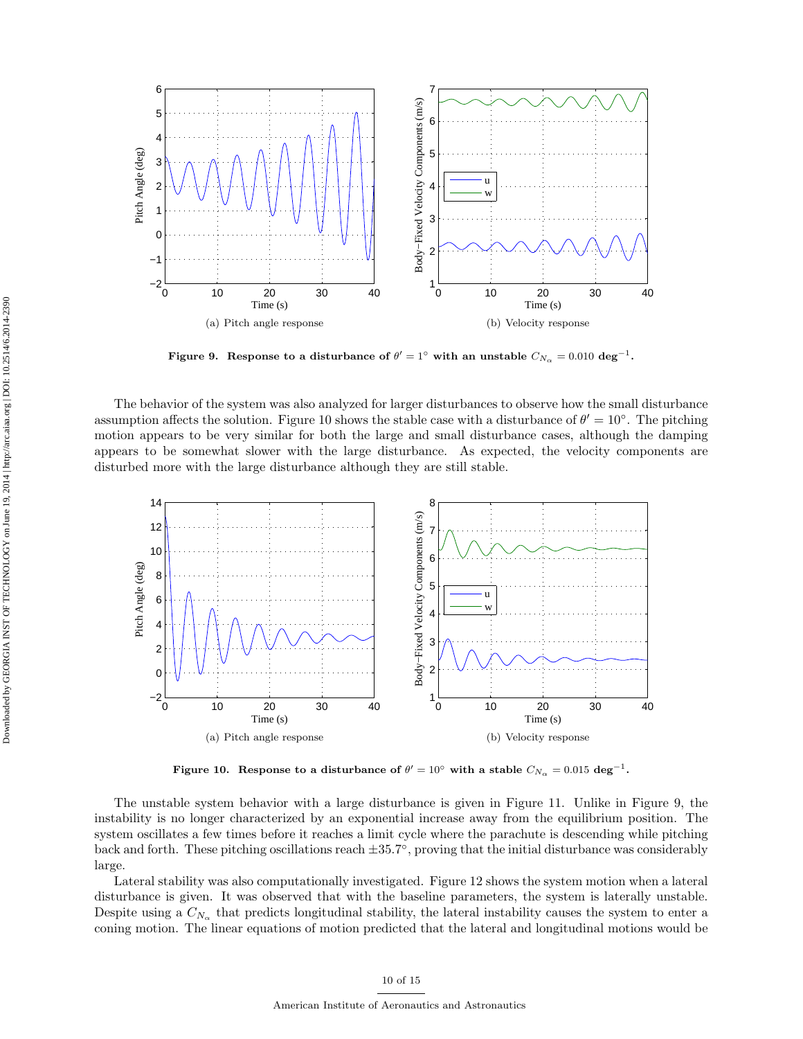(a) Pitch angle response

(b) Velocity response

**Figure 9. Response to a disturbance of $\theta' = 1°$ with an unstable $C_{N_\alpha} = 0.010$ deg$^{-1}$.**

The behavior of the system was also analyzed for larger disturbances to observe how the small disturbance assumption affects the solution. Figure 10 shows the stable case with a disturbance of $\theta' = 10°$. The pitching motion appears to be very similar for both the large and small disturbance cases, although the damping appears to be somewhat slower with the large disturbance. As expected, the velocity components are disturbed more with the large disturbance although they are still stable.

(a) Pitch angle response

(b) Velocity response

**Figure 10. Response to a disturbance of $\theta' = 10°$ with a stable $C_{N_\alpha} = 0.015$ deg$^{-1}$.**

The unstable system behavior with a large disturbance is given in Figure 11. Unlike in Figure 9, the instability is no longer characterized by an exponential increase away from the equilibrium position. The system oscillates a few times before it reaches a limit cycle where the parachute is descending while pitching back and forth. These pitching oscillations reach $\pm 35.7°$, proving that the initial disturbance was considerably large.

Lateral stability was also computationally investigated. Figure 12 shows the system motion when a lateral disturbance is given. It was observed that with the baseline parameters, the system is laterally unstable. Despite using a $C_{N_\alpha}$ that predicts longitudinal stability, the lateral instability causes the system to enter a coning motion. The linear equations of motion predicted that the lateral and longitudinal motions would be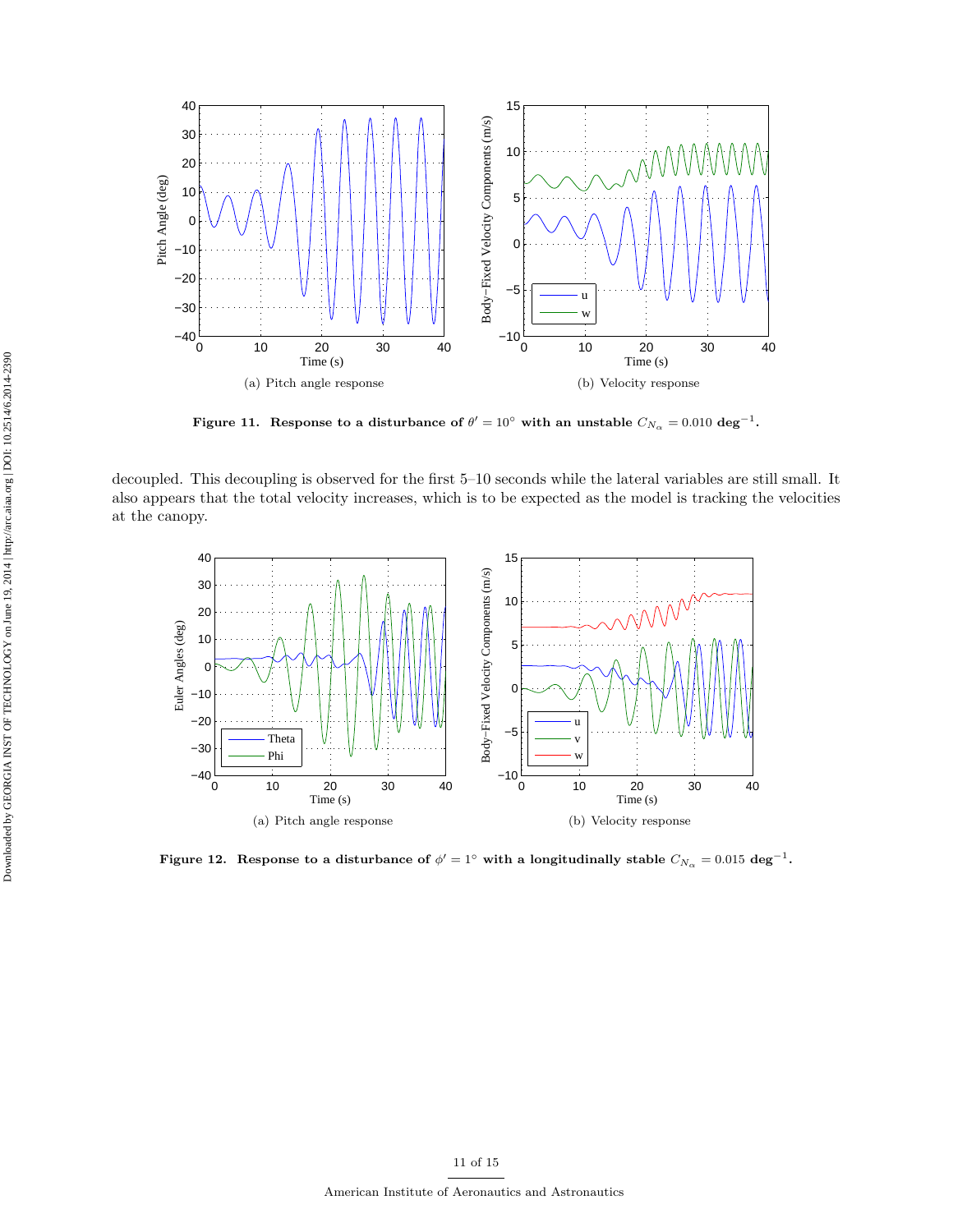(a) Pitch angle response

(b) Velocity response

**Figure 11. Response to a disturbance of $\theta' = 10°$ with an unstable $C_{N_\alpha} = 0.010$ deg$^{-1}$.**

decoupled. This decoupling is observed for the first 5–10 seconds while the lateral variables are still small. It also appears that the total velocity increases, which is to be expected as the model is tracking the velocities at the canopy.

(a) Pitch angle response

(b) Velocity response

**Figure 12. Response to a disturbance of $\phi' = 1°$ with a longitudinally stable $C_{N_\alpha} = 0.015$ deg$^{-1}$.**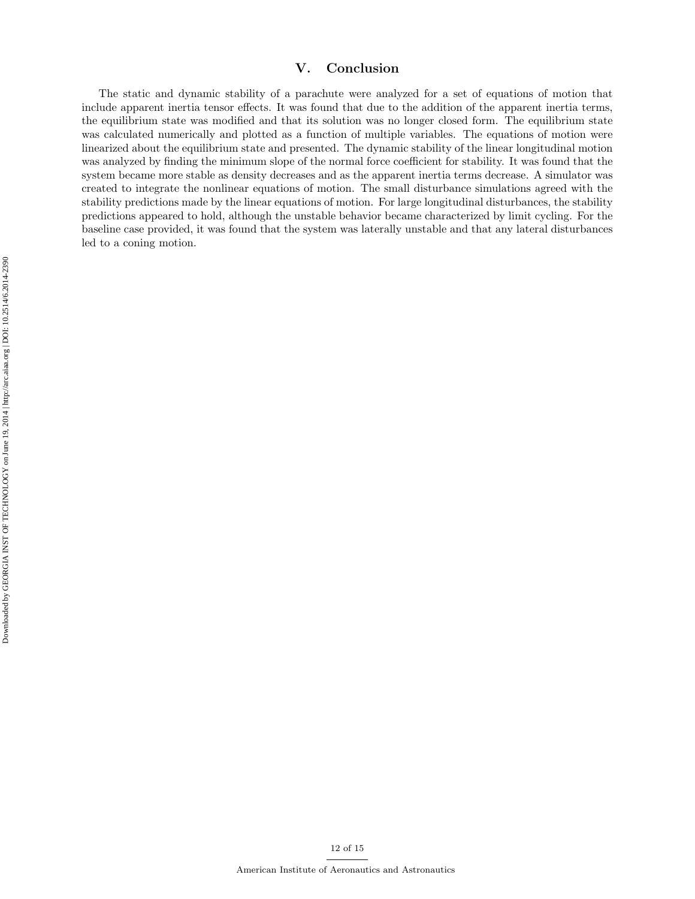# V. Conclusion

The static and dynamic stability of a parachute were analyzed for a set of equations of motion that include apparent inertia tensor effects. It was found that due to the addition of the apparent inertia terms, the equilibrium state was modified and that its solution was no longer closed form. The equilibrium state was calculated numerically and plotted as a function of multiple variables. The equations of motion were linearized about the equilibrium state and presented. The dynamic stability of the linear longitudinal motion was analyzed by finding the minimum slope of the normal force coefficient for stability. It was found that the system became more stable as density decreases and as the apparent inertia terms decrease. A simulator was created to integrate the nonlinear equations of motion. The small disturbance simulations agreed with the stability predictions made by the linear equations of motion. For large longitudinal disturbances, the stability predictions appeared to hold, although the unstable behavior became characterized by limit cycling. For the baseline case provided, it was found that the system was laterally unstable and that any lateral disturbances led to a coning motion.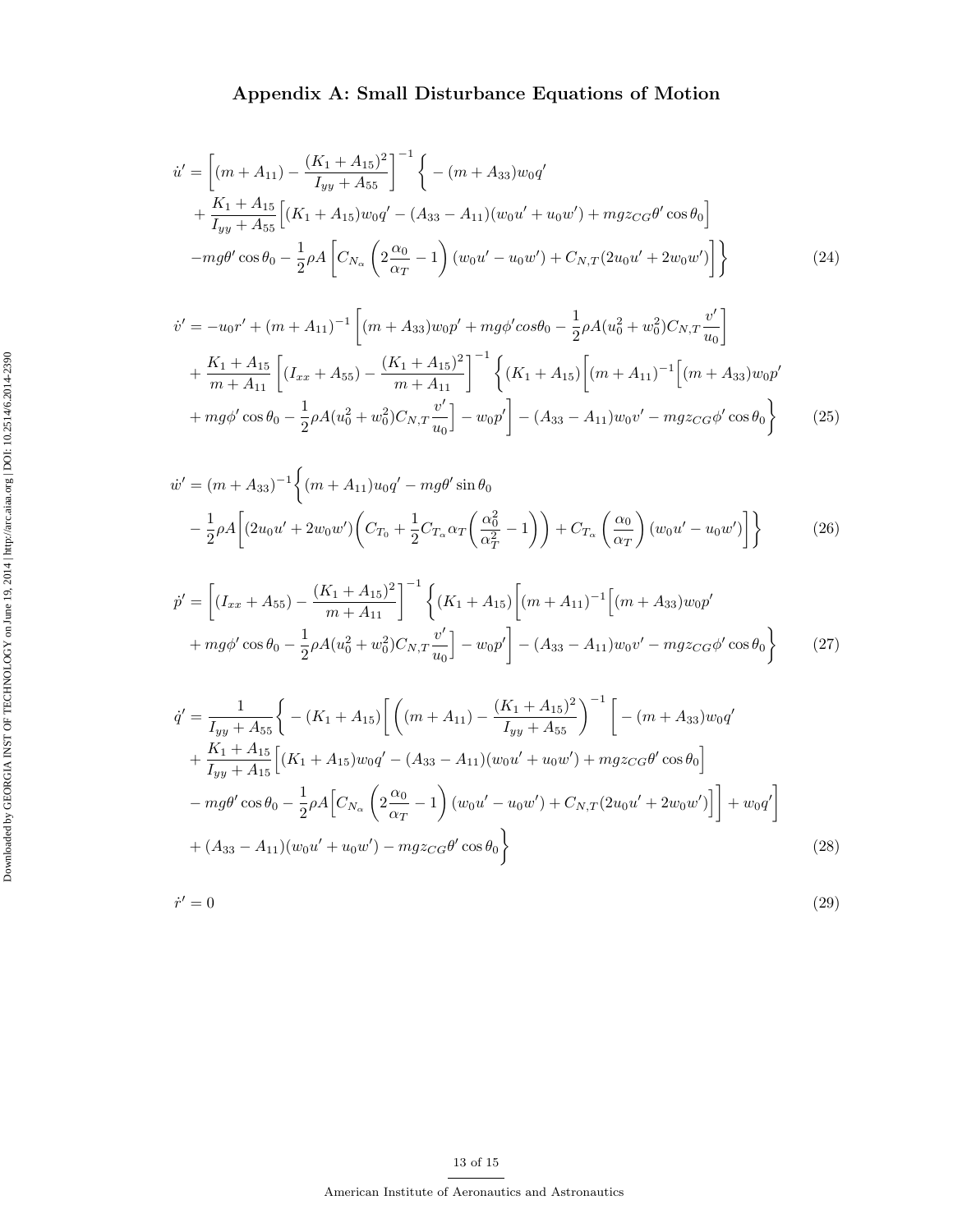## Appendix A: Small Disturbance Equations of Motion

$$
\begin{aligned}
\dot{u}' = &\left[(m + A_{11}) - \frac{(K_1 + A_{15})^2}{I_{yy} + A_{55}}\right]^{-1} \Bigg\{ -(m + A_{33})w_0 q' \\
&+ \frac{K_1 + A_{15}}{I_{yy} + A_{55}}\Big[(K_1 + A_{15})w_0 q' - (A_{33} - A_{11})(w_0 u' + u_0 w') + mgz_{CG}\theta' \cos\theta_0\Big] \\
&- mg\theta' \cos\theta_0 - \frac{1}{2}\rho A\left[C_{N_\alpha}\left(2\frac{\alpha_0}{\alpha_T} - 1\right)(w_0 u' - u_0 w') + C_{N,T}(2u_0 u' + 2w_0 w')\right]\Bigg\}
\end{aligned} \tag{24}
$$

$$
\begin{aligned}
\dot{v}' = &-u_0 r' + (m + A_{11})^{-1}\left[(m + A_{33})w_0 p' + mg\phi' cos\theta_0 - \frac{1}{2}\rho A(u_0^2 + w_0^2)C_{N,T}\frac{v'}{u_0}\right] \\
&+ \frac{K_1 + A_{15}}{m + A_{11}}\left[(I_{xx} + A_{55}) - \frac{(K_1 + A_{15})^2}{m + A_{11}}\right]^{-1}\Bigg\{(K_1 + A_{15})\Big[(m + A_{11})^{-1}\Big[(m + A_{33})w_0 p' \\
&+ mg\phi' \cos\theta_0 - \frac{1}{2}\rho A(u_0^2 + w_0^2)C_{N,T}\frac{v'}{u_0}\Big] - w_0 p'\Big] - (A_{33} - A_{11})w_0 v' - mgz_{CG}\phi' \cos\theta_0\Bigg\}
\end{aligned} \tag{25}
$$

$$
\begin{aligned}
\dot{w}' = &(m + A_{33})^{-1}\Bigg\{(m + A_{11})u_0 q' - mg\theta' \sin\theta_0 \\
&- \frac{1}{2}\rho A\Bigg[(2u_0 u' + 2w_0 w')\left(C_{T_0} + \frac{1}{2}C_{T_\alpha}\alpha_T\left(\frac{\alpha_0^2}{\alpha_T^2} - 1\right)\right) + C_{T_\alpha}\left(\frac{\alpha_0}{\alpha_T}\right)(w_0 u' - u_0 w')\Bigg]\Bigg\}
\end{aligned} \tag{26}
$$

$$
\begin{aligned}
\dot{p}' = &\left[(I_{xx} + A_{55}) - \frac{(K_1 + A_{15})^2}{m + A_{11}}\right]^{-1}\Bigg\{(K_1 + A_{15})\Big[(m + A_{11})^{-1}\Big[(m + A_{33})w_0 p' \\
&+ mg\phi' \cos\theta_0 - \frac{1}{2}\rho A(u_0^2 + w_0^2)C_{N,T}\frac{v'}{u_0}\Big] - w_0 p'\Big] - (A_{33} - A_{11})w_0 v' - mgz_{CG}\phi' \cos\theta_0\Bigg\}
\end{aligned} \tag{27}
$$

$$
\begin{aligned}
\dot{q}' = &\frac{1}{I_{yy} + A_{55}}\Bigg\{ -(K_1 + A_{15})\Bigg[\left((m + A_{11}) - \frac{(K_1 + A_{15})^2}{I_{yy} + A_{55}}\right)^{-1}\Bigg[-(m + A_{33})w_0 q' \\
&+ \frac{K_1 + A_{15}}{I_{yy} + A_{15}}\Big[(K_1 + A_{15})w_0 q' - (A_{33} - A_{11})(w_0 u' + u_0 w') + mgz_{CG}\theta' \cos\theta_0\Big] \\
&- mg\theta' \cos\theta_0 - \frac{1}{2}\rho A\Big[C_{N_\alpha}\left(2\frac{\alpha_0}{\alpha_T} - 1\right)(w_0 u' - u_0 w') + C_{N,T}(2u_0 u' + 2w_0 w')\Big]\Bigg] + w_0 q'\Bigg] \\
&+ (A_{33} - A_{11})(w_0 u' + u_0 w') - mgz_{CG}\theta' \cos\theta_0\Bigg\}
\end{aligned} \tag{28}
$$

$$
\dot{r}' = 0 \tag{29}
$$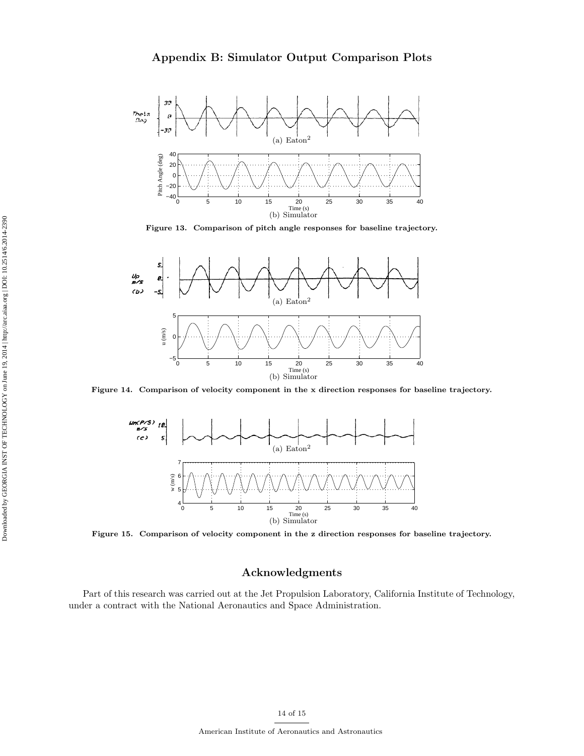# Appendix B: Simulator Output Comparison Plots

(a) Eaton[2]

(b) Simulator

**Figure 13. Comparison of pitch angle responses for baseline trajectory.**

(a) Eaton[2]

(b) Simulator

**Figure 14. Comparison of velocity component in the x direction responses for baseline trajectory.**

(a) Eaton[2]

(b) Simulator

**Figure 15. Comparison of velocity component in the z direction responses for baseline trajectory.**

## Acknowledgments

Part of this research was carried out at the Jet Propulsion Laboratory, California Institute of Technology, under a contract with the National Aeronautics and Space Administration.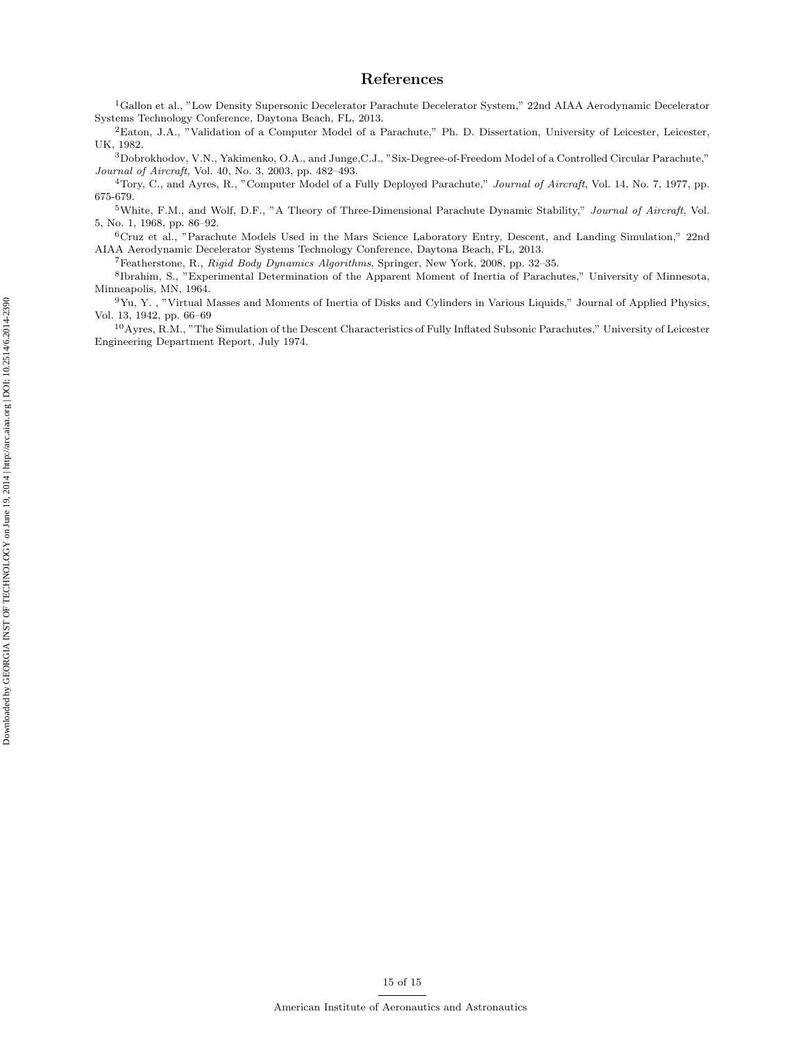## References

[1]Gallon et al., "Low Density Supersonic Decelerator Parachute Decelerator System," 22nd AIAA Aerodynamic Decelerator Systems Technology Conference, Daytona Beach, FL, 2013.

[2]Eaton, J.A., "Validation of a Computer Model of a Parachute," Ph. D. Dissertation, University of Leicester, Leicester, UK, 1982.

[3]Dobrokhodov, V.N., Yakimenko, O.A., and Junge,C.J., "Six-Degree-of-Freedom Model of a Controlled Circular Parachute," *Journal of Aircraft*, Vol. 40, No. 3, 2003, pp. 482–493.

[4]Tory, C., and Ayres, R., "Computer Model of a Fully Deployed Parachute," *Journal of Aircraft*, Vol. 14, No. 7, 1977, pp. 675-679.

[5]White, F.M., and Wolf, D.F., "A Theory of Three-Dimensional Parachute Dynamic Stability," *Journal of Aircraft*, Vol. 5, No. 1, 1968, pp. 86–92.

[6]Cruz et al., "Parachute Models Used in the Mars Science Laboratory Entry, Descent, and Landing Simulation," 22nd AIAA Aerodynamic Decelerator Systems Technology Conference, Daytona Beach, FL, 2013.

[7]Featherstone, R., *Rigid Body Dynamics Algorithms*, Springer, New York, 2008, pp. 32–35.

[8]Ibrahim, S., "Experimental Determination of the Apparent Moment of Inertia of Parachutes," University of Minnesota, Minneapolis, MN, 1964.

[9]Yu, Y. , "Virtual Masses and Moments of Inertia of Disks and Cylinders in Various Liquids," Journal of Applied Physics, Vol. 13, 1942, pp. 66–69

[10]Ayres, R.M., "The Simulation of the Descent Characteristics of Fully Inflated Subsonic Parachutes," University of Leicester Engineering Department Report, July 1974.